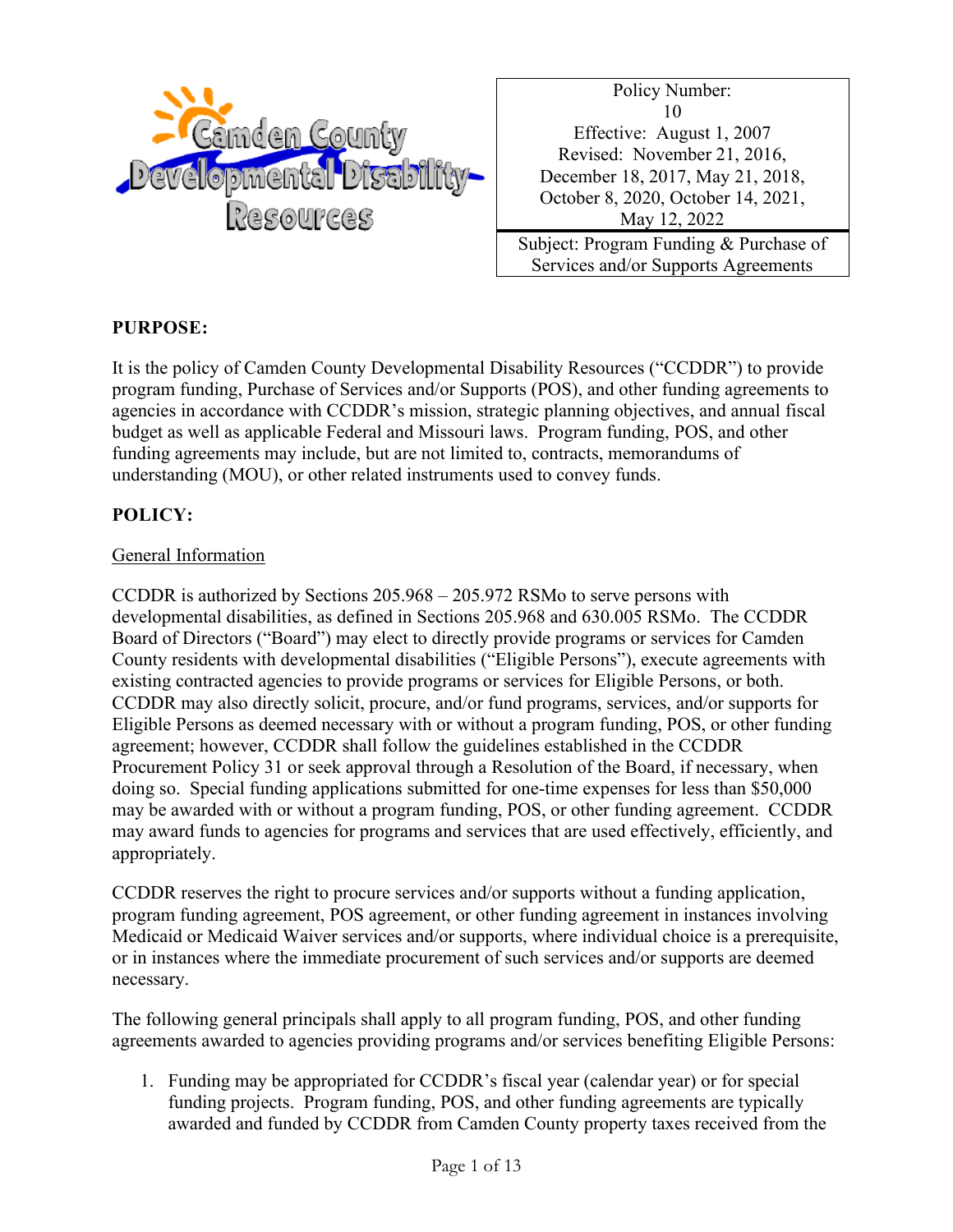Camden County Developmental Disability Resources

| Policy Number: 10 Effective: August 1, 2007 Revised: November 21, 2016, December 18, 2017, May 21, 2018, October 8, 2020, October 14, 2021, May 12, 2022 |
|---|
| Subject: Program Funding & Purchase of Services and/or Supports Agreements |

**PURPOSE:**

It is the policy of Camden County Developmental Disability Resources ("CCDDR") to provide program funding, Purchase of Services and/or Supports (POS), and other funding agreements to agencies in accordance with CCDDR's mission, strategic planning objectives, and annual fiscal budget as well as applicable Federal and Missouri laws. Program funding, POS, and other funding agreements may include, but are not limited to, contracts, memorandums of understanding (MOU), or other related instruments used to convey funds.

**POLICY:**

General Information

CCDDR is authorized by Sections 205.968 – 205.972 RSMo to serve persons with developmental disabilities, as defined in Sections 205.968 and 630.005 RSMo. The CCDDR Board of Directors ("Board") may elect to directly provide programs or services for Camden County residents with developmental disabilities ("Eligible Persons"), execute agreements with existing contracted agencies to provide programs or services for Eligible Persons, or both. CCDDR may also directly solicit, procure, and/or fund programs, services, and/or supports for Eligible Persons as deemed necessary with or without a program funding, POS, or other funding agreement; however, CCDDR shall follow the guidelines established in the CCDDR Procurement Policy 31 or seek approval through a Resolution of the Board, if necessary, when doing so. Special funding applications submitted for one-time expenses for less than $50,000 may be awarded with or without a program funding, POS, or other funding agreement. CCDDR may award funds to agencies for programs and services that are used effectively, efficiently, and appropriately.

CCDDR reserves the right to procure services and/or supports without a funding application, program funding agreement, POS agreement, or other funding agreement in instances involving Medicaid or Medicaid Waiver services and/or supports, where individual choice is a prerequisite, or in instances where the immediate procurement of such services and/or supports are deemed necessary.

The following general principals shall apply to all program funding, POS, and other funding agreements awarded to agencies providing programs and/or services benefiting Eligible Persons:

1. Funding may be appropriated for CCDDR's fiscal year (calendar year) or for special funding projects. Program funding, POS, and other funding agreements are typically awarded and funded by CCDDR from Camden County property taxes received from the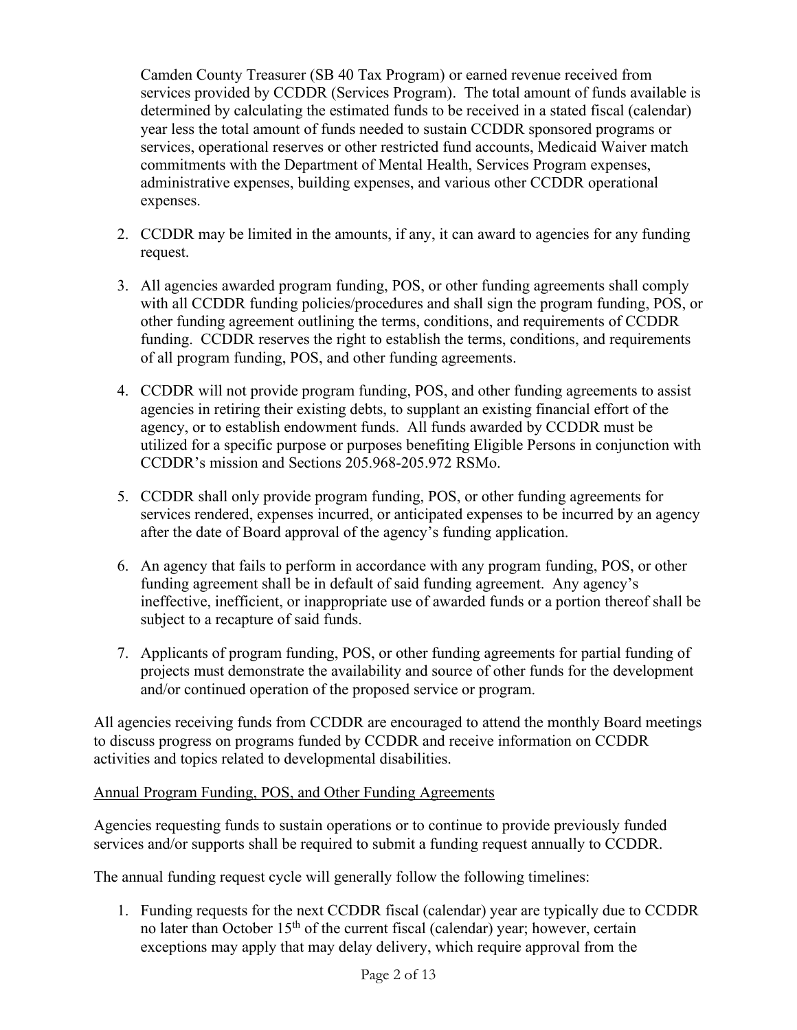Camden County Treasurer (SB 40 Tax Program) or earned revenue received from services provided by CCDDR (Services Program). The total amount of funds available is determined by calculating the estimated funds to be received in a stated fiscal (calendar) year less the total amount of funds needed to sustain CCDDR sponsored programs or services, operational reserves or other restricted fund accounts, Medicaid Waiver match commitments with the Department of Mental Health, Services Program expenses, administrative expenses, building expenses, and various other CCDDR operational expenses.

2. CCDDR may be limited in the amounts, if any, it can award to agencies for any funding request.

3. All agencies awarded program funding, POS, or other funding agreements shall comply with all CCDDR funding policies/procedures and shall sign the program funding, POS, or other funding agreement outlining the terms, conditions, and requirements of CCDDR funding. CCDDR reserves the right to establish the terms, conditions, and requirements of all program funding, POS, and other funding agreements.

4. CCDDR will not provide program funding, POS, and other funding agreements to assist agencies in retiring their existing debts, to supplant an existing financial effort of the agency, or to establish endowment funds. All funds awarded by CCDDR must be utilized for a specific purpose or purposes benefiting Eligible Persons in conjunction with CCDDR's mission and Sections 205.968-205.972 RSMo.

5. CCDDR shall only provide program funding, POS, or other funding agreements for services rendered, expenses incurred, or anticipated expenses to be incurred by an agency after the date of Board approval of the agency's funding application.

6. An agency that fails to perform in accordance with any program funding, POS, or other funding agreement shall be in default of said funding agreement. Any agency's ineffective, inefficient, or inappropriate use of awarded funds or a portion thereof shall be subject to a recapture of said funds.

7. Applicants of program funding, POS, or other funding agreements for partial funding of projects must demonstrate the availability and source of other funds for the development and/or continued operation of the proposed service or program.

All agencies receiving funds from CCDDR are encouraged to attend the monthly Board meetings to discuss progress on programs funded by CCDDR and receive information on CCDDR activities and topics related to developmental disabilities.

Annual Program Funding, POS, and Other Funding Agreements

Agencies requesting funds to sustain operations or to continue to provide previously funded services and/or supports shall be required to submit a funding request annually to CCDDR.

The annual funding request cycle will generally follow the following timelines:

1. Funding requests for the next CCDDR fiscal (calendar) year are typically due to CCDDR no later than October 15th of the current fiscal (calendar) year; however, certain exceptions may apply that may delay delivery, which require approval from the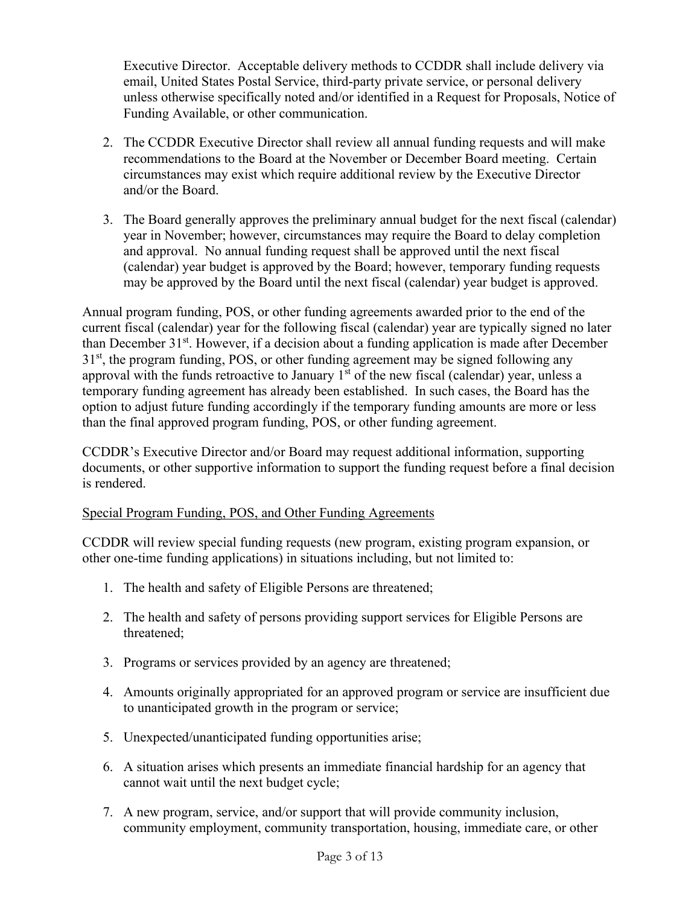Executive Director. Acceptable delivery methods to CCDDR shall include delivery via email, United States Postal Service, third-party private service, or personal delivery unless otherwise specifically noted and/or identified in a Request for Proposals, Notice of Funding Available, or other communication.

2. The CCDDR Executive Director shall review all annual funding requests and will make recommendations to the Board at the November or December Board meeting. Certain circumstances may exist which require additional review by the Executive Director and/or the Board.

3. The Board generally approves the preliminary annual budget for the next fiscal (calendar) year in November; however, circumstances may require the Board to delay completion and approval. No annual funding request shall be approved until the next fiscal (calendar) year budget is approved by the Board; however, temporary funding requests may be approved by the Board until the next fiscal (calendar) year budget is approved.

Annual program funding, POS, or other funding agreements awarded prior to the end of the current fiscal (calendar) year for the following fiscal (calendar) year are typically signed no later than December 31st. However, if a decision about a funding application is made after December 31st, the program funding, POS, or other funding agreement may be signed following any approval with the funds retroactive to January 1st of the new fiscal (calendar) year, unless a temporary funding agreement has already been established. In such cases, the Board has the option to adjust future funding accordingly if the temporary funding amounts are more or less than the final approved program funding, POS, or other funding agreement.

CCDDR's Executive Director and/or Board may request additional information, supporting documents, or other supportive information to support the funding request before a final decision is rendered.

Special Program Funding, POS, and Other Funding Agreements

CCDDR will review special funding requests (new program, existing program expansion, or other one-time funding applications) in situations including, but not limited to:

1. The health and safety of Eligible Persons are threatened;

2. The health and safety of persons providing support services for Eligible Persons are threatened;

3. Programs or services provided by an agency are threatened;

4. Amounts originally appropriated for an approved program or service are insufficient due to unanticipated growth in the program or service;

5. Unexpected/unanticipated funding opportunities arise;

6. A situation arises which presents an immediate financial hardship for an agency that cannot wait until the next budget cycle;

7. A new program, service, and/or support that will provide community inclusion, community employment, community transportation, housing, immediate care, or other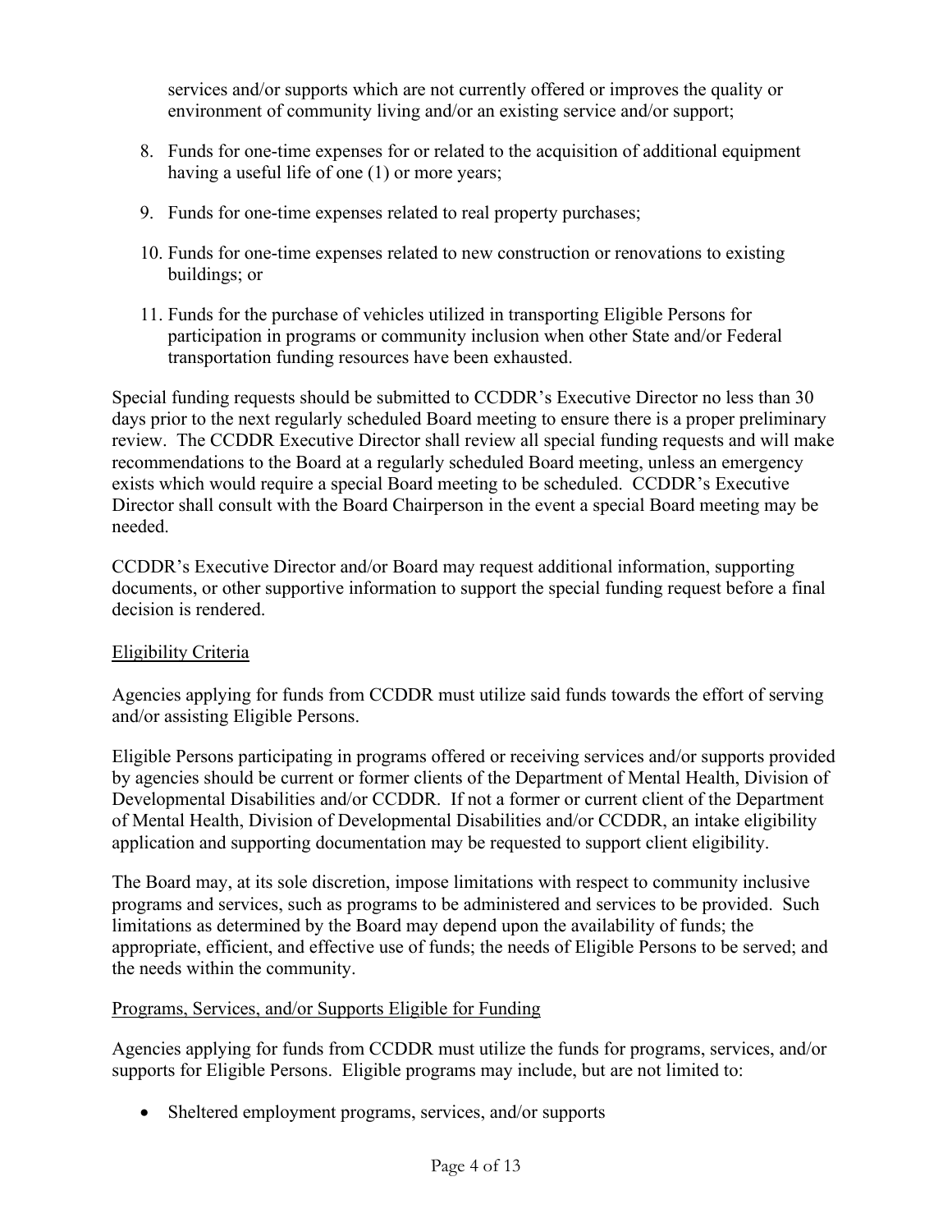services and/or supports which are not currently offered or improves the quality or environment of community living and/or an existing service and/or support;

8. Funds for one-time expenses for or related to the acquisition of additional equipment having a useful life of one (1) or more years;

9. Funds for one-time expenses related to real property purchases;

10. Funds for one-time expenses related to new construction or renovations to existing buildings; or

11. Funds for the purchase of vehicles utilized in transporting Eligible Persons for participation in programs or community inclusion when other State and/or Federal transportation funding resources have been exhausted.

Special funding requests should be submitted to CCDDR's Executive Director no less than 30 days prior to the next regularly scheduled Board meeting to ensure there is a proper preliminary review. The CCDDR Executive Director shall review all special funding requests and will make recommendations to the Board at a regularly scheduled Board meeting, unless an emergency exists which would require a special Board meeting to be scheduled. CCDDR's Executive Director shall consult with the Board Chairperson in the event a special Board meeting may be needed.

CCDDR's Executive Director and/or Board may request additional information, supporting documents, or other supportive information to support the special funding request before a final decision is rendered.

<u>Eligibility Criteria</u>

Agencies applying for funds from CCDDR must utilize said funds towards the effort of serving and/or assisting Eligible Persons.

Eligible Persons participating in programs offered or receiving services and/or supports provided by agencies should be current or former clients of the Department of Mental Health, Division of Developmental Disabilities and/or CCDDR. If not a former or current client of the Department of Mental Health, Division of Developmental Disabilities and/or CCDDR, an intake eligibility application and supporting documentation may be requested to support client eligibility.

The Board may, at its sole discretion, impose limitations with respect to community inclusive programs and services, such as programs to be administered and services to be provided. Such limitations as determined by the Board may depend upon the availability of funds; the appropriate, efficient, and effective use of funds; the needs of Eligible Persons to be served; and the needs within the community.

<u>Programs, Services, and/or Supports Eligible for Funding</u>

Agencies applying for funds from CCDDR must utilize the funds for programs, services, and/or supports for Eligible Persons. Eligible programs may include, but are not limited to:

- Sheltered employment programs, services, and/or supports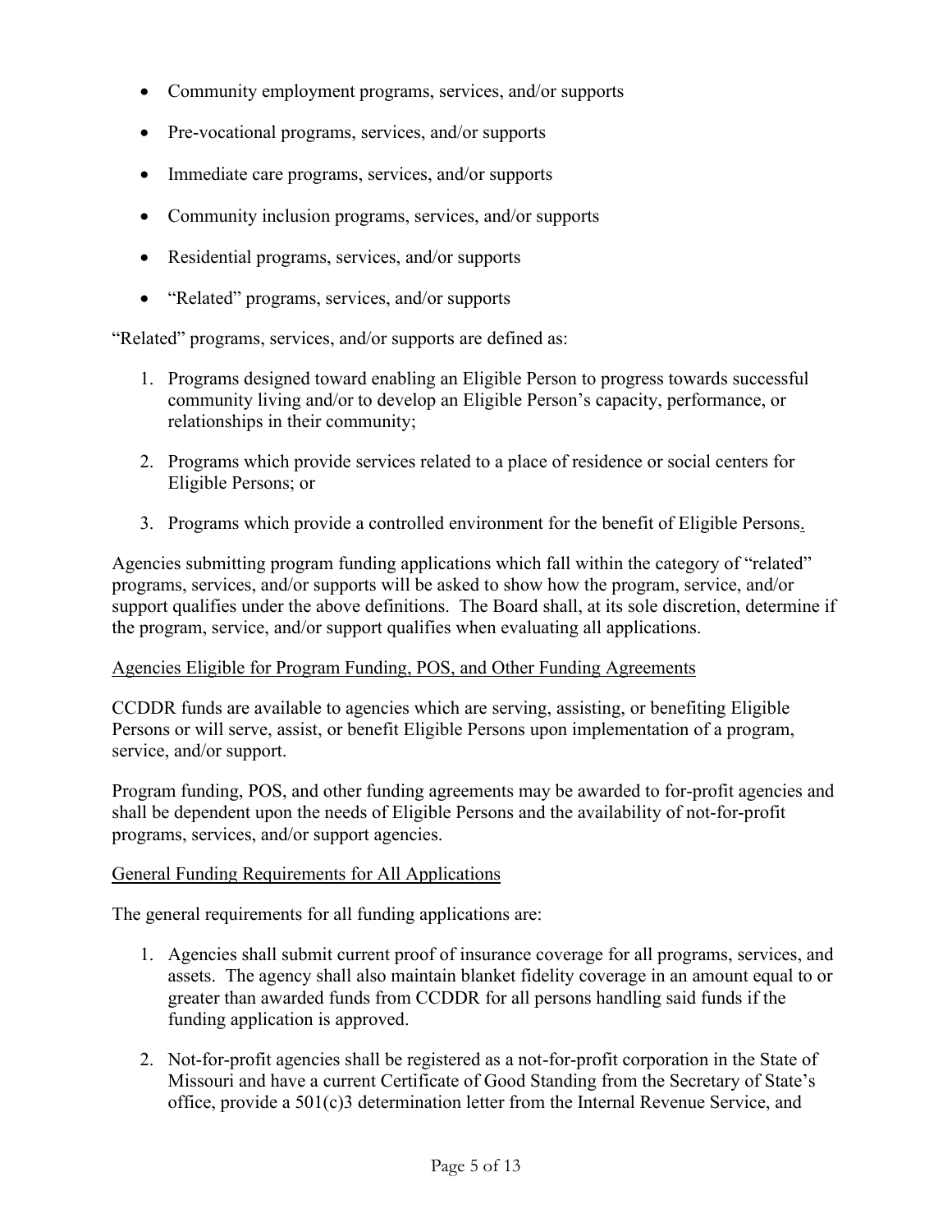- Community employment programs, services, and/or supports
- Pre-vocational programs, services, and/or supports
- Immediate care programs, services, and/or supports
- Community inclusion programs, services, and/or supports
- Residential programs, services, and/or supports
- "Related" programs, services, and/or supports

"Related" programs, services, and/or supports are defined as:

1. Programs designed toward enabling an Eligible Person to progress towards successful community living and/or to develop an Eligible Person's capacity, performance, or relationships in their community;
2. Programs which provide services related to a place of residence or social centers for Eligible Persons; or
3. Programs which provide a controlled environment for the benefit of Eligible Persons.

Agencies submitting program funding applications which fall within the category of "related" programs, services, and/or supports will be asked to show how the program, service, and/or support qualifies under the above definitions. The Board shall, at its sole discretion, determine if the program, service, and/or support qualifies when evaluating all applications.

<u>Agencies Eligible for Program Funding, POS, and Other Funding Agreements</u>

CCDDR funds are available to agencies which are serving, assisting, or benefiting Eligible Persons or will serve, assist, or benefit Eligible Persons upon implementation of a program, service, and/or support.

Program funding, POS, and other funding agreements may be awarded to for-profit agencies and shall be dependent upon the needs of Eligible Persons and the availability of not-for-profit programs, services, and/or support agencies.

<u>General Funding Requirements for All Applications</u>

The general requirements for all funding applications are:

1. Agencies shall submit current proof of insurance coverage for all programs, services, and assets. The agency shall also maintain blanket fidelity coverage in an amount equal to or greater than awarded funds from CCDDR for all persons handling said funds if the funding application is approved.
2. Not-for-profit agencies shall be registered as a not-for-profit corporation in the State of Missouri and have a current Certificate of Good Standing from the Secretary of State's office, provide a 501(c)3 determination letter from the Internal Revenue Service, and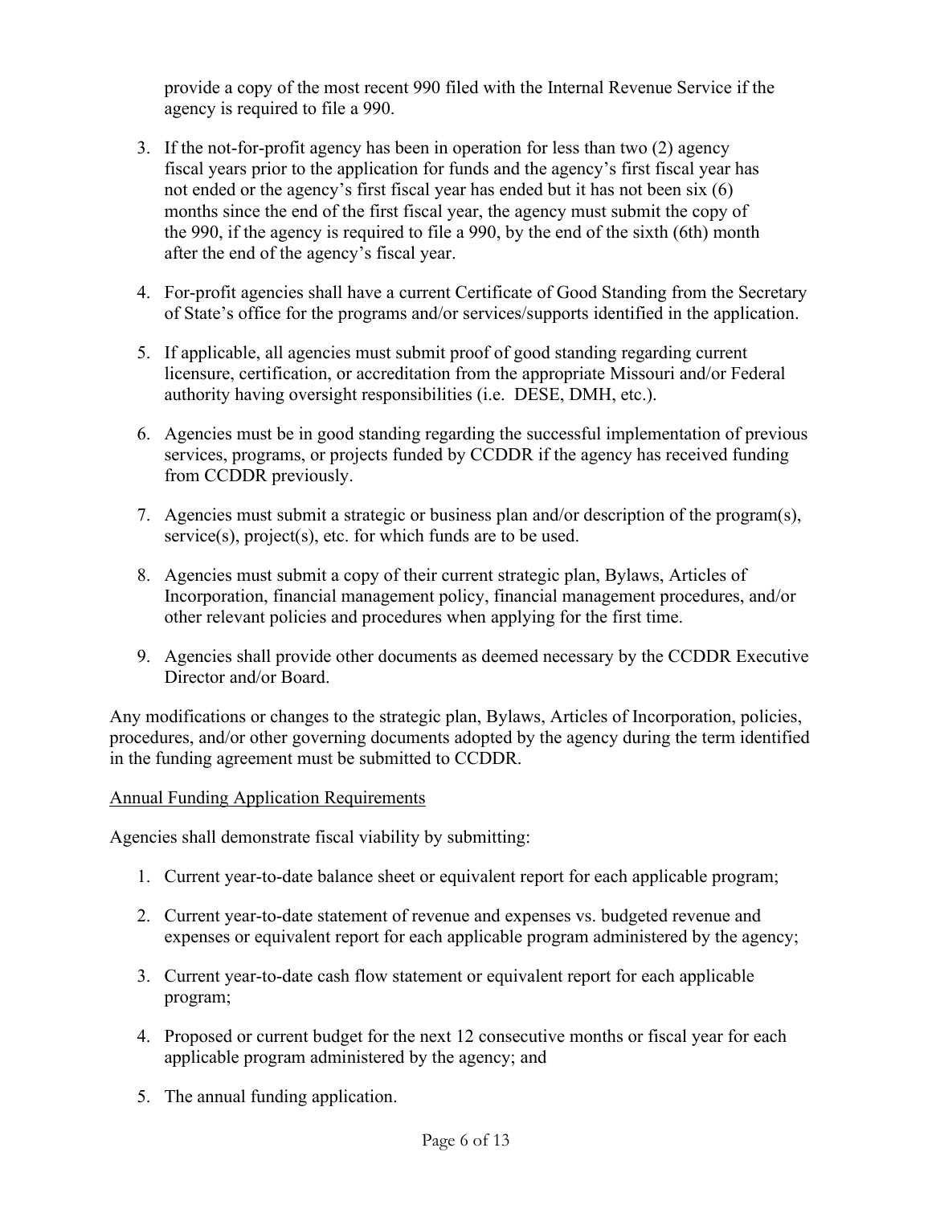provide a copy of the most recent 990 filed with the Internal Revenue Service if the agency is required to file a 990.

3. If the not-for-profit agency has been in operation for less than two (2) agency fiscal years prior to the application for funds and the agency's first fiscal year has not ended or the agency's first fiscal year has ended but it has not been six (6) months since the end of the first fiscal year, the agency must submit the copy of the 990, if the agency is required to file a 990, by the end of the sixth (6th) month after the end of the agency's fiscal year.

4. For-profit agencies shall have a current Certificate of Good Standing from the Secretary of State's office for the programs and/or services/supports identified in the application.

5. If applicable, all agencies must submit proof of good standing regarding current licensure, certification, or accreditation from the appropriate Missouri and/or Federal authority having oversight responsibilities (i.e. DESE, DMH, etc.).

6. Agencies must be in good standing regarding the successful implementation of previous services, programs, or projects funded by CCDDR if the agency has received funding from CCDDR previously.

7. Agencies must submit a strategic or business plan and/or description of the program(s), service(s), project(s), etc. for which funds are to be used.

8. Agencies must submit a copy of their current strategic plan, Bylaws, Articles of Incorporation, financial management policy, financial management procedures, and/or other relevant policies and procedures when applying for the first time.

9. Agencies shall provide other documents as deemed necessary by the CCDDR Executive Director and/or Board.

Any modifications or changes to the strategic plan, Bylaws, Articles of Incorporation, policies, procedures, and/or other governing documents adopted by the agency during the term identified in the funding agreement must be submitted to CCDDR.

<u>Annual Funding Application Requirements</u>

Agencies shall demonstrate fiscal viability by submitting:

1. Current year-to-date balance sheet or equivalent report for each applicable program;

2. Current year-to-date statement of revenue and expenses vs. budgeted revenue and expenses or equivalent report for each applicable program administered by the agency;

3. Current year-to-date cash flow statement or equivalent report for each applicable program;

4. Proposed or current budget for the next 12 consecutive months or fiscal year for each applicable program administered by the agency; and

5. The annual funding application.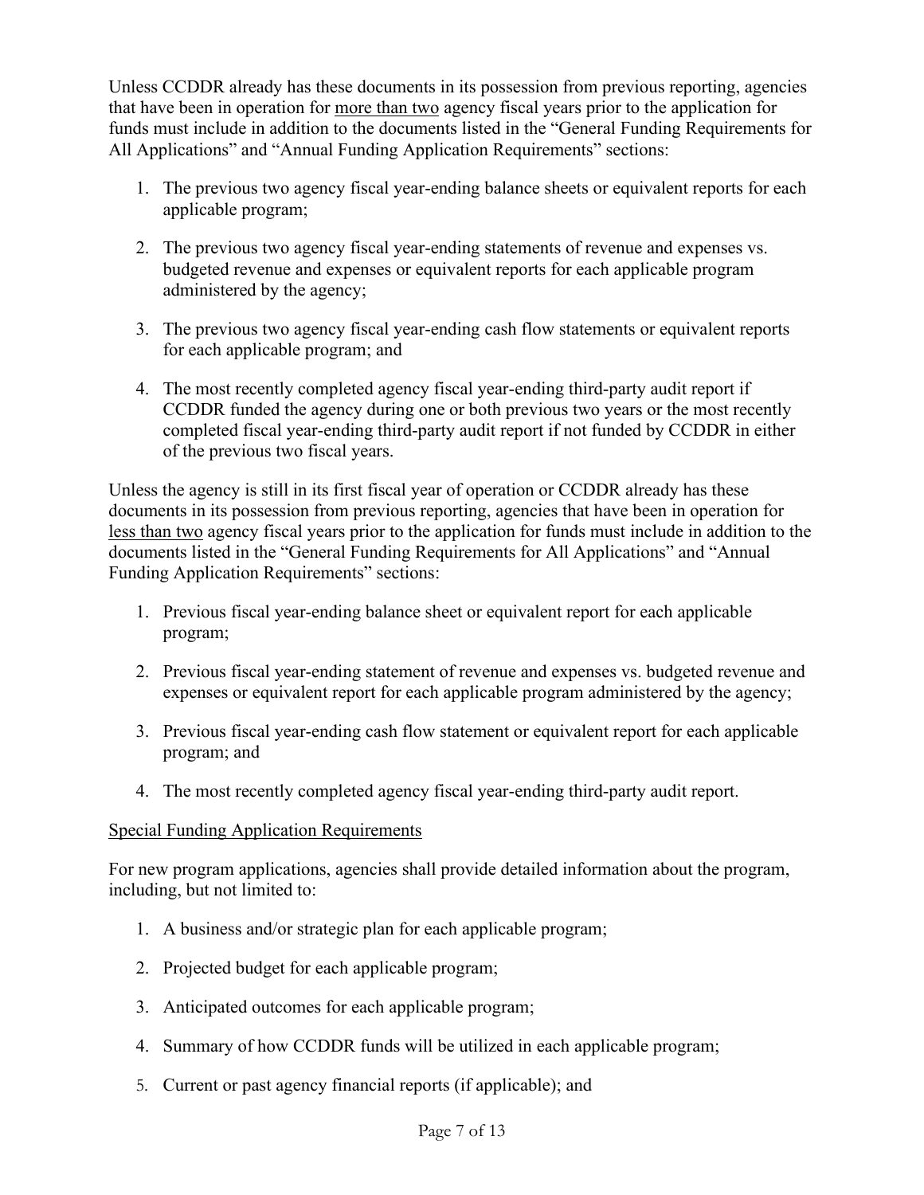Unless CCDDR already has these documents in its possession from previous reporting, agencies that have been in operation for <u>more than two</u> agency fiscal years prior to the application for funds must include in addition to the documents listed in the "General Funding Requirements for All Applications" and "Annual Funding Application Requirements" sections:

1. The previous two agency fiscal year-ending balance sheets or equivalent reports for each applicable program;

2. The previous two agency fiscal year-ending statements of revenue and expenses vs. budgeted revenue and expenses or equivalent reports for each applicable program administered by the agency;

3. The previous two agency fiscal year-ending cash flow statements or equivalent reports for each applicable program; and

4. The most recently completed agency fiscal year-ending third-party audit report if CCDDR funded the agency during one or both previous two years or the most recently completed fiscal year-ending third-party audit report if not funded by CCDDR in either of the previous two fiscal years.

Unless the agency is still in its first fiscal year of operation or CCDDR already has these documents in its possession from previous reporting, agencies that have been in operation for <u>less than two</u> agency fiscal years prior to the application for funds must include in addition to the documents listed in the "General Funding Requirements for All Applications" and "Annual Funding Application Requirements" sections:

1. Previous fiscal year-ending balance sheet or equivalent report for each applicable program;

2. Previous fiscal year-ending statement of revenue and expenses vs. budgeted revenue and expenses or equivalent report for each applicable program administered by the agency;

3. Previous fiscal year-ending cash flow statement or equivalent report for each applicable program; and

4. The most recently completed agency fiscal year-ending third-party audit report.

<u>Special Funding Application Requirements</u>

For new program applications, agencies shall provide detailed information about the program, including, but not limited to:

1. A business and/or strategic plan for each applicable program;

2. Projected budget for each applicable program;

3. Anticipated outcomes for each applicable program;

4. Summary of how CCDDR funds will be utilized in each applicable program;

5. Current or past agency financial reports (if applicable); and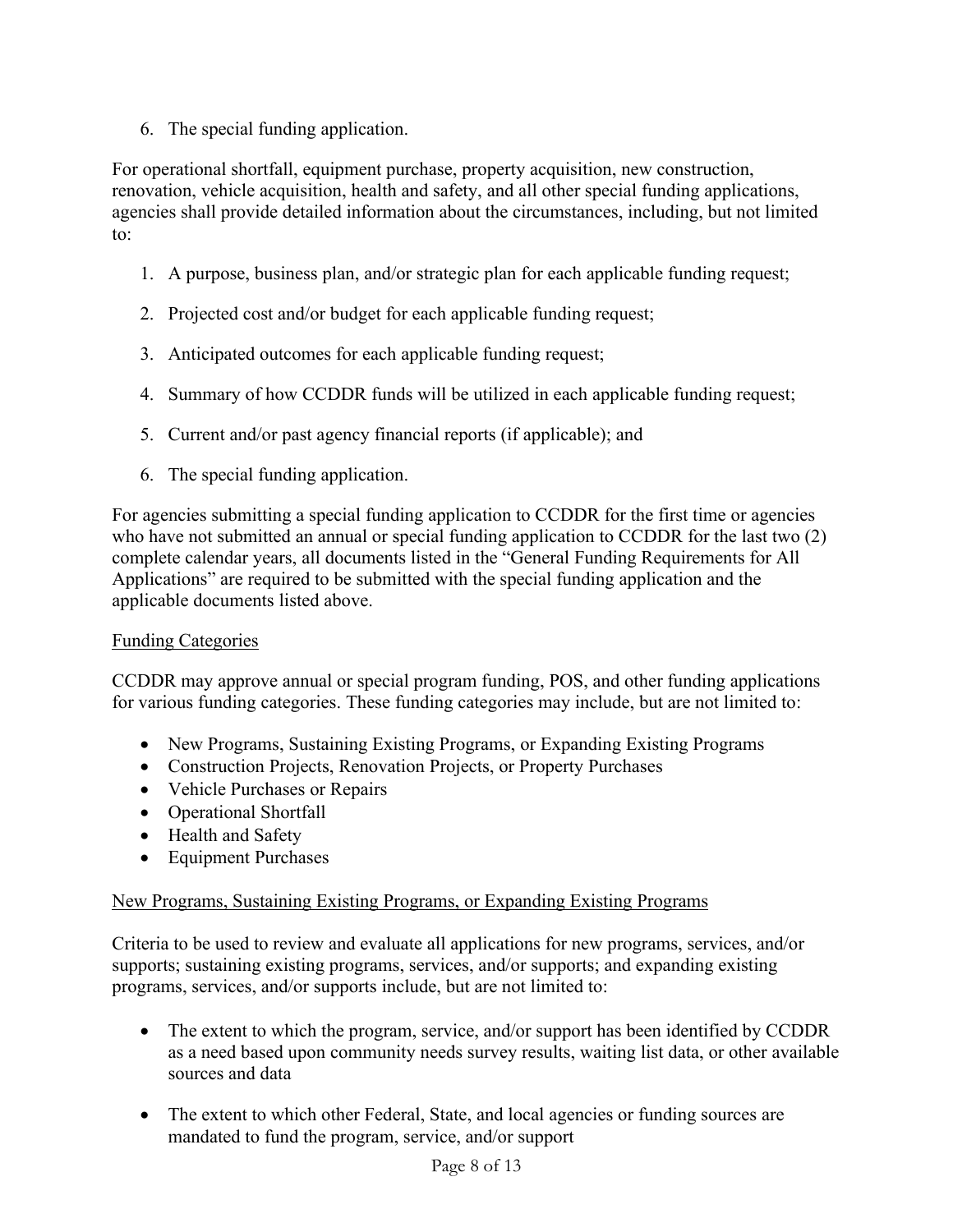6. The special funding application.

For operational shortfall, equipment purchase, property acquisition, new construction, renovation, vehicle acquisition, health and safety, and all other special funding applications, agencies shall provide detailed information about the circumstances, including, but not limited to:

1. A purpose, business plan, and/or strategic plan for each applicable funding request;
2. Projected cost and/or budget for each applicable funding request;
3. Anticipated outcomes for each applicable funding request;
4. Summary of how CCDDR funds will be utilized in each applicable funding request;
5. Current and/or past agency financial reports (if applicable); and
6. The special funding application.

For agencies submitting a special funding application to CCDDR for the first time or agencies who have not submitted an annual or special funding application to CCDDR for the last two (2) complete calendar years, all documents listed in the "General Funding Requirements for All Applications" are required to be submitted with the special funding application and the applicable documents listed above.

<u>Funding Categories</u>

CCDDR may approve annual or special program funding, POS, and other funding applications for various funding categories. These funding categories may include, but are not limited to:

- New Programs, Sustaining Existing Programs, or Expanding Existing Programs
- Construction Projects, Renovation Projects, or Property Purchases
- Vehicle Purchases or Repairs
- Operational Shortfall
- Health and Safety
- Equipment Purchases

<u>New Programs, Sustaining Existing Programs, or Expanding Existing Programs</u>

Criteria to be used to review and evaluate all applications for new programs, services, and/or supports; sustaining existing programs, services, and/or supports; and expanding existing programs, services, and/or supports include, but are not limited to:

- The extent to which the program, service, and/or support has been identified by CCDDR as a need based upon community needs survey results, waiting list data, or other available sources and data

- The extent to which other Federal, State, and local agencies or funding sources are mandated to fund the program, service, and/or support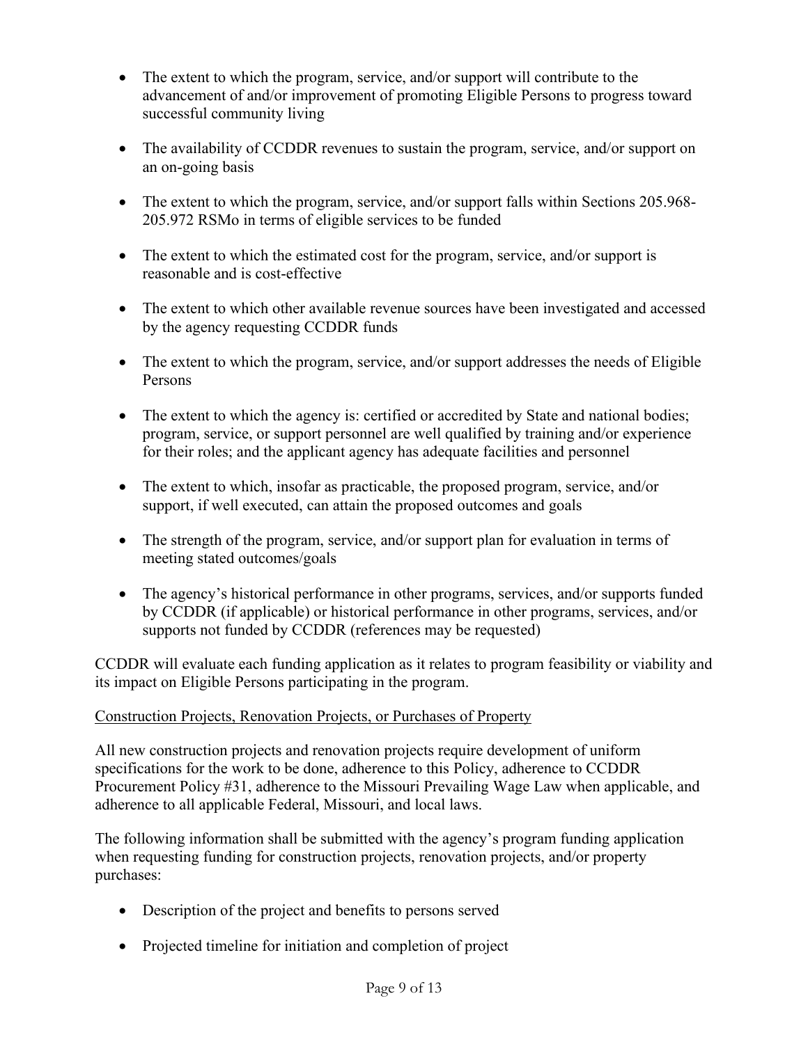- The extent to which the program, service, and/or support will contribute to the advancement of and/or improvement of promoting Eligible Persons to progress toward successful community living

- The availability of CCDDR revenues to sustain the program, service, and/or support on an on-going basis

- The extent to which the program, service, and/or support falls within Sections 205.968-205.972 RSMo in terms of eligible services to be funded

- The extent to which the estimated cost for the program, service, and/or support is reasonable and is cost-effective

- The extent to which other available revenue sources have been investigated and accessed by the agency requesting CCDDR funds

- The extent to which the program, service, and/or support addresses the needs of Eligible Persons

- The extent to which the agency is: certified or accredited by State and national bodies; program, service, or support personnel are well qualified by training and/or experience for their roles; and the applicant agency has adequate facilities and personnel

- The extent to which, insofar as practicable, the proposed program, service, and/or support, if well executed, can attain the proposed outcomes and goals

- The strength of the program, service, and/or support plan for evaluation in terms of meeting stated outcomes/goals

- The agency's historical performance in other programs, services, and/or supports funded by CCDDR (if applicable) or historical performance in other programs, services, and/or supports not funded by CCDDR (references may be requested)

CCDDR will evaluate each funding application as it relates to program feasibility or viability and its impact on Eligible Persons participating in the program.

Construction Projects, Renovation Projects, or Purchases of Property

All new construction projects and renovation projects require development of uniform specifications for the work to be done, adherence to this Policy, adherence to CCDDR Procurement Policy #31, adherence to the Missouri Prevailing Wage Law when applicable, and adherence to all applicable Federal, Missouri, and local laws.

The following information shall be submitted with the agency's program funding application when requesting funding for construction projects, renovation projects, and/or property purchases:

- Description of the project and benefits to persons served

- Projected timeline for initiation and completion of project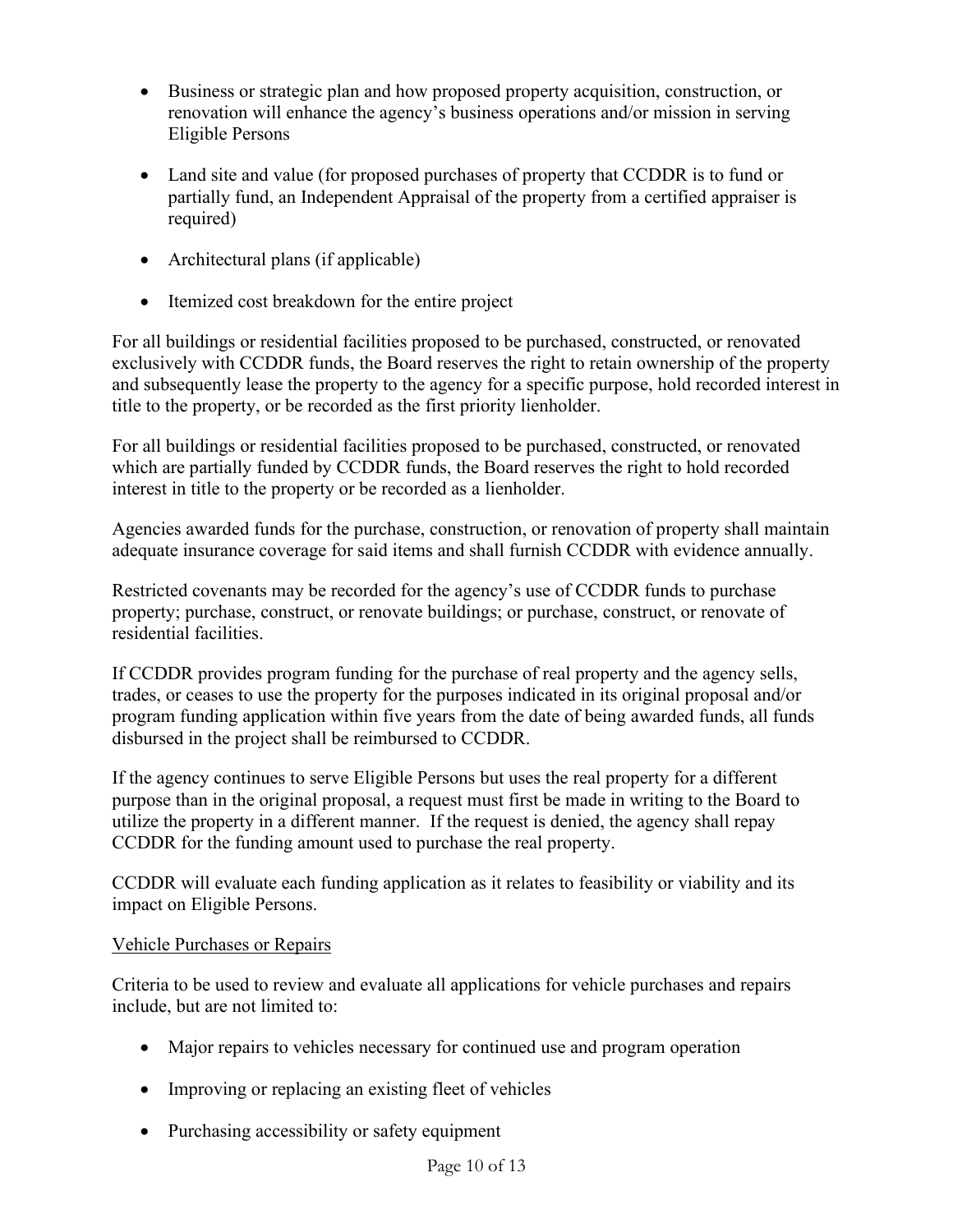- Business or strategic plan and how proposed property acquisition, construction, or renovation will enhance the agency's business operations and/or mission in serving Eligible Persons

- Land site and value (for proposed purchases of property that CCDDR is to fund or partially fund, an Independent Appraisal of the property from a certified appraiser is required)

- Architectural plans (if applicable)

- Itemized cost breakdown for the entire project

For all buildings or residential facilities proposed to be purchased, constructed, or renovated exclusively with CCDDR funds, the Board reserves the right to retain ownership of the property and subsequently lease the property to the agency for a specific purpose, hold recorded interest in title to the property, or be recorded as the first priority lienholder.

For all buildings or residential facilities proposed to be purchased, constructed, or renovated which are partially funded by CCDDR funds, the Board reserves the right to hold recorded interest in title to the property or be recorded as a lienholder.

Agencies awarded funds for the purchase, construction, or renovation of property shall maintain adequate insurance coverage for said items and shall furnish CCDDR with evidence annually.

Restricted covenants may be recorded for the agency's use of CCDDR funds to purchase property; purchase, construct, or renovate buildings; or purchase, construct, or renovate of residential facilities.

If CCDDR provides program funding for the purchase of real property and the agency sells, trades, or ceases to use the property for the purposes indicated in its original proposal and/or program funding application within five years from the date of being awarded funds, all funds disbursed in the project shall be reimbursed to CCDDR.

If the agency continues to serve Eligible Persons but uses the real property for a different purpose than in the original proposal, a request must first be made in writing to the Board to utilize the property in a different manner. If the request is denied, the agency shall repay CCDDR for the funding amount used to purchase the real property.

CCDDR will evaluate each funding application as it relates to feasibility or viability and its impact on Eligible Persons.

Vehicle Purchases or Repairs

Criteria to be used to review and evaluate all applications for vehicle purchases and repairs include, but are not limited to:

- Major repairs to vehicles necessary for continued use and program operation

- Improving or replacing an existing fleet of vehicles

- Purchasing accessibility or safety equipment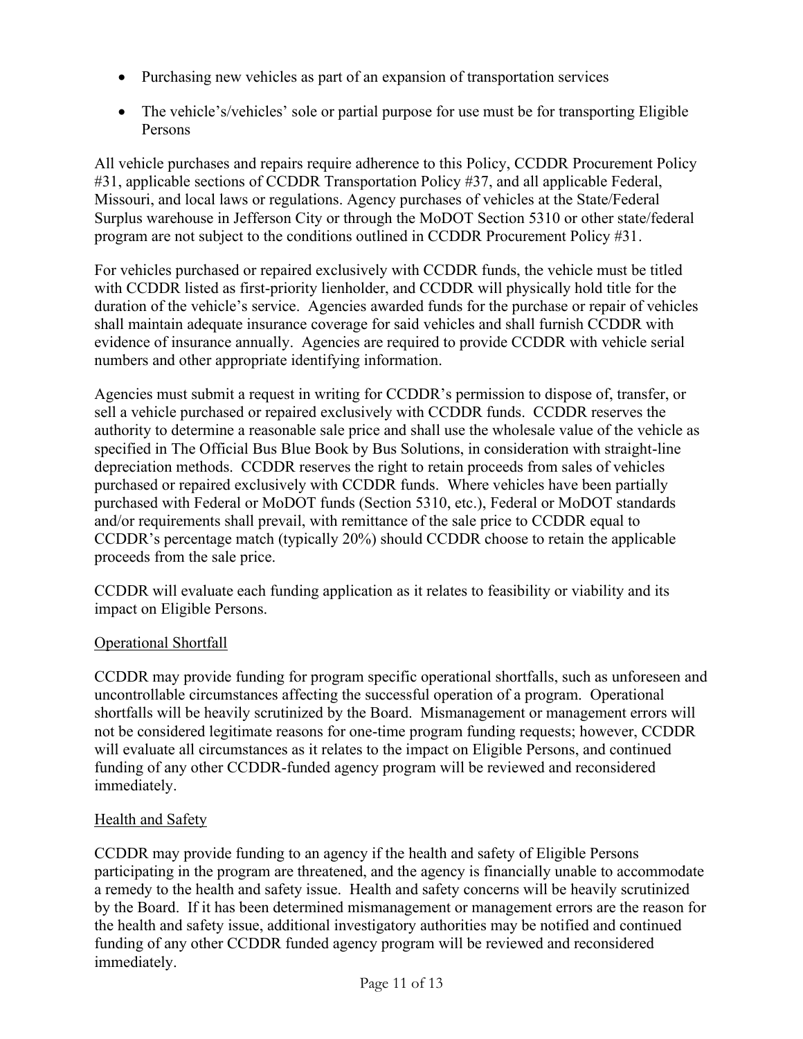- Purchasing new vehicles as part of an expansion of transportation services
- The vehicle's/vehicles' sole or partial purpose for use must be for transporting Eligible Persons

All vehicle purchases and repairs require adherence to this Policy, CCDDR Procurement Policy #31, applicable sections of CCDDR Transportation Policy #37, and all applicable Federal, Missouri, and local laws or regulations. Agency purchases of vehicles at the State/Federal Surplus warehouse in Jefferson City or through the MoDOT Section 5310 or other state/federal program are not subject to the conditions outlined in CCDDR Procurement Policy #31.

For vehicles purchased or repaired exclusively with CCDDR funds, the vehicle must be titled with CCDDR listed as first-priority lienholder, and CCDDR will physically hold title for the duration of the vehicle's service. Agencies awarded funds for the purchase or repair of vehicles shall maintain adequate insurance coverage for said vehicles and shall furnish CCDDR with evidence of insurance annually. Agencies are required to provide CCDDR with vehicle serial numbers and other appropriate identifying information.

Agencies must submit a request in writing for CCDDR's permission to dispose of, transfer, or sell a vehicle purchased or repaired exclusively with CCDDR funds. CCDDR reserves the authority to determine a reasonable sale price and shall use the wholesale value of the vehicle as specified in The Official Bus Blue Book by Bus Solutions, in consideration with straight-line depreciation methods. CCDDR reserves the right to retain proceeds from sales of vehicles purchased or repaired exclusively with CCDDR funds. Where vehicles have been partially purchased with Federal or MoDOT funds (Section 5310, etc.), Federal or MoDOT standards and/or requirements shall prevail, with remittance of the sale price to CCDDR equal to CCDDR's percentage match (typically 20%) should CCDDR choose to retain the applicable proceeds from the sale price.

CCDDR will evaluate each funding application as it relates to feasibility or viability and its impact on Eligible Persons.

### Operational Shortfall

CCDDR may provide funding for program specific operational shortfalls, such as unforeseen and uncontrollable circumstances affecting the successful operation of a program. Operational shortfalls will be heavily scrutinized by the Board. Mismanagement or management errors will not be considered legitimate reasons for one-time program funding requests; however, CCDDR will evaluate all circumstances as it relates to the impact on Eligible Persons, and continued funding of any other CCDDR-funded agency program will be reviewed and reconsidered immediately.

### Health and Safety

CCDDR may provide funding to an agency if the health and safety of Eligible Persons participating in the program are threatened, and the agency is financially unable to accommodate a remedy to the health and safety issue. Health and safety concerns will be heavily scrutinized by the Board. If it has been determined mismanagement or management errors are the reason for the health and safety issue, additional investigatory authorities may be notified and continued funding of any other CCDDR funded agency program will be reviewed and reconsidered immediately.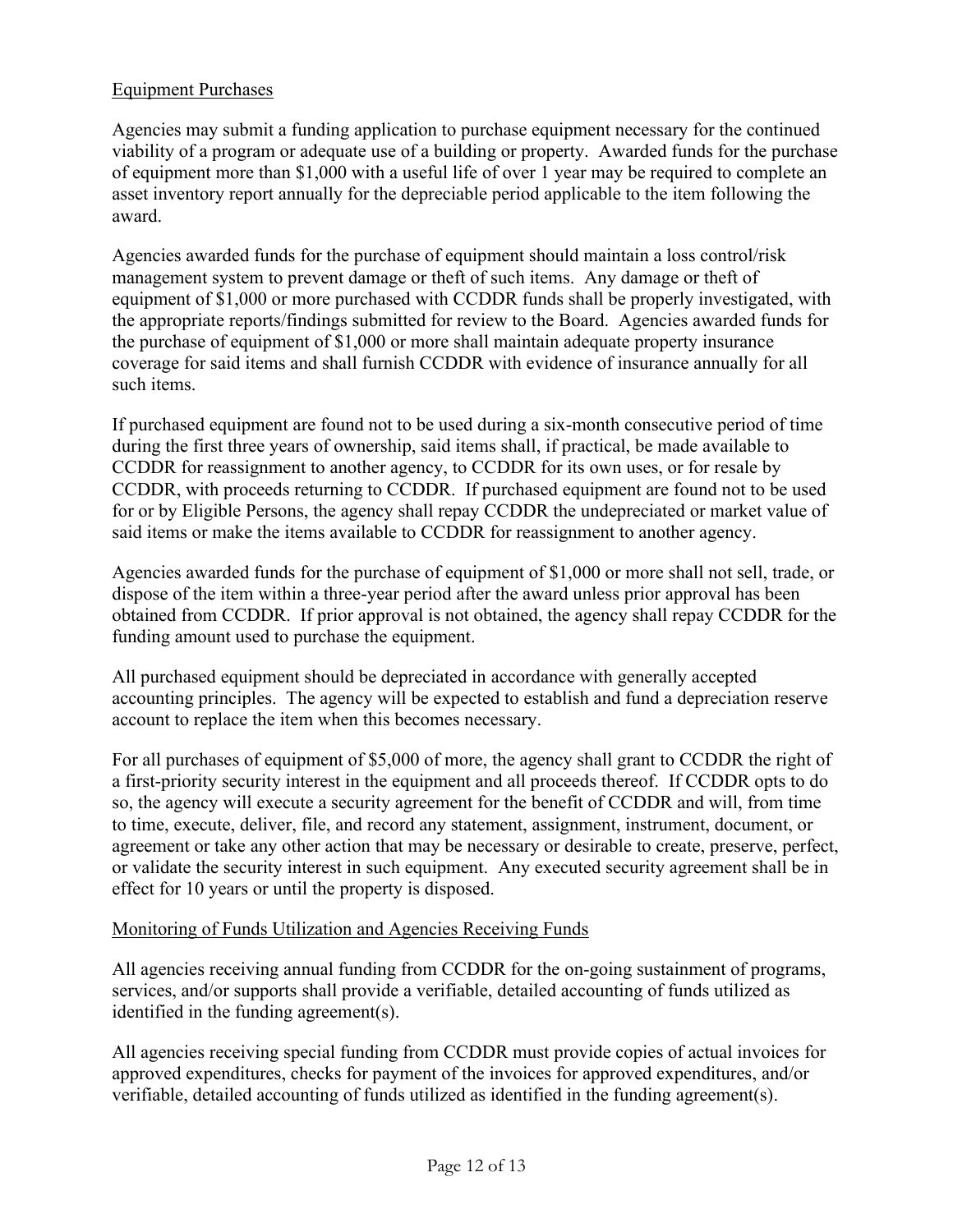## Equipment Purchases

Agencies may submit a funding application to purchase equipment necessary for the continued viability of a program or adequate use of a building or property. Awarded funds for the purchase of equipment more than $1,000 with a useful life of over 1 year may be required to complete an asset inventory report annually for the depreciable period applicable to the item following the award.

Agencies awarded funds for the purchase of equipment should maintain a loss control/risk management system to prevent damage or theft of such items. Any damage or theft of equipment of $1,000 or more purchased with CCDDR funds shall be properly investigated, with the appropriate reports/findings submitted for review to the Board. Agencies awarded funds for the purchase of equipment of $1,000 or more shall maintain adequate property insurance coverage for said items and shall furnish CCDDR with evidence of insurance annually for all such items.

If purchased equipment are found not to be used during a six-month consecutive period of time during the first three years of ownership, said items shall, if practical, be made available to CCDDR for reassignment to another agency, to CCDDR for its own uses, or for resale by CCDDR, with proceeds returning to CCDDR. If purchased equipment are found not to be used for or by Eligible Persons, the agency shall repay CCDDR the undepreciated or market value of said items or make the items available to CCDDR for reassignment to another agency.

Agencies awarded funds for the purchase of equipment of $1,000 or more shall not sell, trade, or dispose of the item within a three-year period after the award unless prior approval has been obtained from CCDDR. If prior approval is not obtained, the agency shall repay CCDDR for the funding amount used to purchase the equipment.

All purchased equipment should be depreciated in accordance with generally accepted accounting principles. The agency will be expected to establish and fund a depreciation reserve account to replace the item when this becomes necessary.

For all purchases of equipment of $5,000 of more, the agency shall grant to CCDDR the right of a first-priority security interest in the equipment and all proceeds thereof. If CCDDR opts to do so, the agency will execute a security agreement for the benefit of CCDDR and will, from time to time, execute, deliver, file, and record any statement, assignment, instrument, document, or agreement or take any other action that may be necessary or desirable to create, preserve, perfect, or validate the security interest in such equipment. Any executed security agreement shall be in effect for 10 years or until the property is disposed.

## Monitoring of Funds Utilization and Agencies Receiving Funds

All agencies receiving annual funding from CCDDR for the on-going sustainment of programs, services, and/or supports shall provide a verifiable, detailed accounting of funds utilized as identified in the funding agreement(s).

All agencies receiving special funding from CCDDR must provide copies of actual invoices for approved expenditures, checks for payment of the invoices for approved expenditures, and/or verifiable, detailed accounting of funds utilized as identified in the funding agreement(s).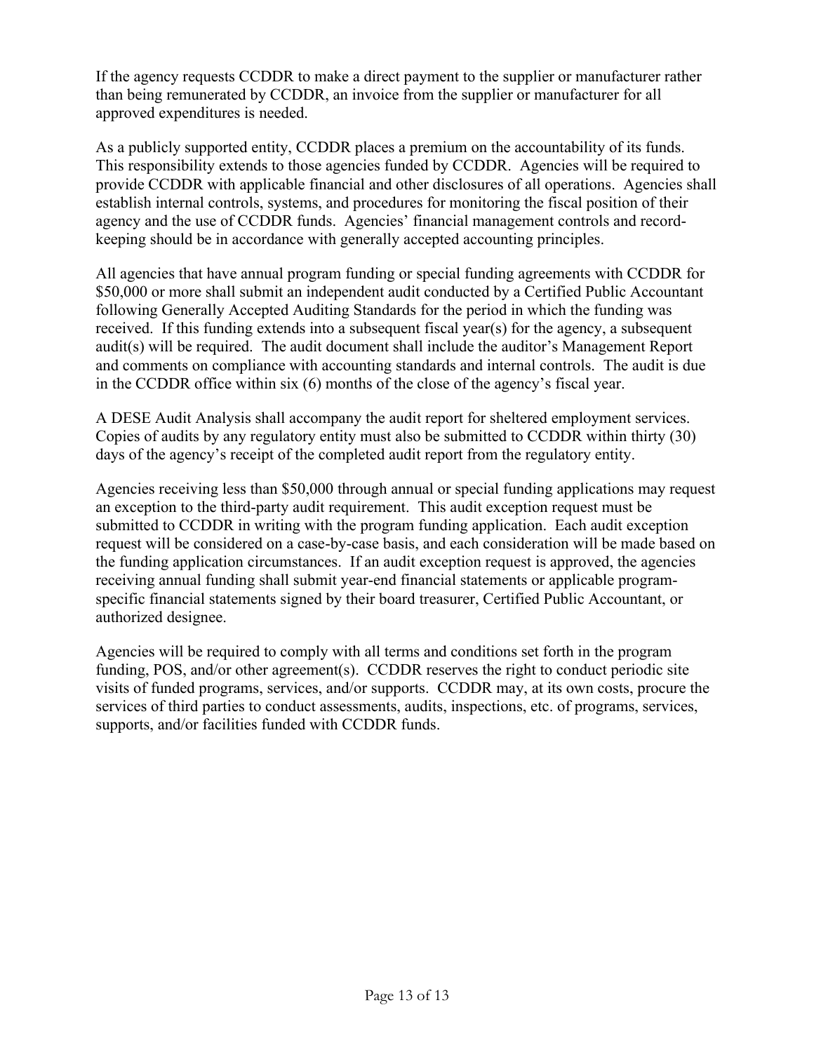If the agency requests CCDDR to make a direct payment to the supplier or manufacturer rather than being remunerated by CCDDR, an invoice from the supplier or manufacturer for all approved expenditures is needed.

As a publicly supported entity, CCDDR places a premium on the accountability of its funds. This responsibility extends to those agencies funded by CCDDR. Agencies will be required to provide CCDDR with applicable financial and other disclosures of all operations. Agencies shall establish internal controls, systems, and procedures for monitoring the fiscal position of their agency and the use of CCDDR funds. Agencies' financial management controls and record-keeping should be in accordance with generally accepted accounting principles.

All agencies that have annual program funding or special funding agreements with CCDDR for $50,000 or more shall submit an independent audit conducted by a Certified Public Accountant following Generally Accepted Auditing Standards for the period in which the funding was received. If this funding extends into a subsequent fiscal year(s) for the agency, a subsequent audit(s) will be required. The audit document shall include the auditor's Management Report and comments on compliance with accounting standards and internal controls. The audit is due in the CCDDR office within six (6) months of the close of the agency's fiscal year.

A DESE Audit Analysis shall accompany the audit report for sheltered employment services. Copies of audits by any regulatory entity must also be submitted to CCDDR within thirty (30) days of the agency's receipt of the completed audit report from the regulatory entity.

Agencies receiving less than $50,000 through annual or special funding applications may request an exception to the third-party audit requirement. This audit exception request must be submitted to CCDDR in writing with the program funding application. Each audit exception request will be considered on a case-by-case basis, and each consideration will be made based on the funding application circumstances. If an audit exception request is approved, the agencies receiving annual funding shall submit year-end financial statements or applicable program-specific financial statements signed by their board treasurer, Certified Public Accountant, or authorized designee.

Agencies will be required to comply with all terms and conditions set forth in the program funding, POS, and/or other agreement(s). CCDDR reserves the right to conduct periodic site visits of funded programs, services, and/or supports. CCDDR may, at its own costs, procure the services of third parties to conduct assessments, audits, inspections, etc. of programs, services, supports, and/or facilities funded with CCDDR funds.